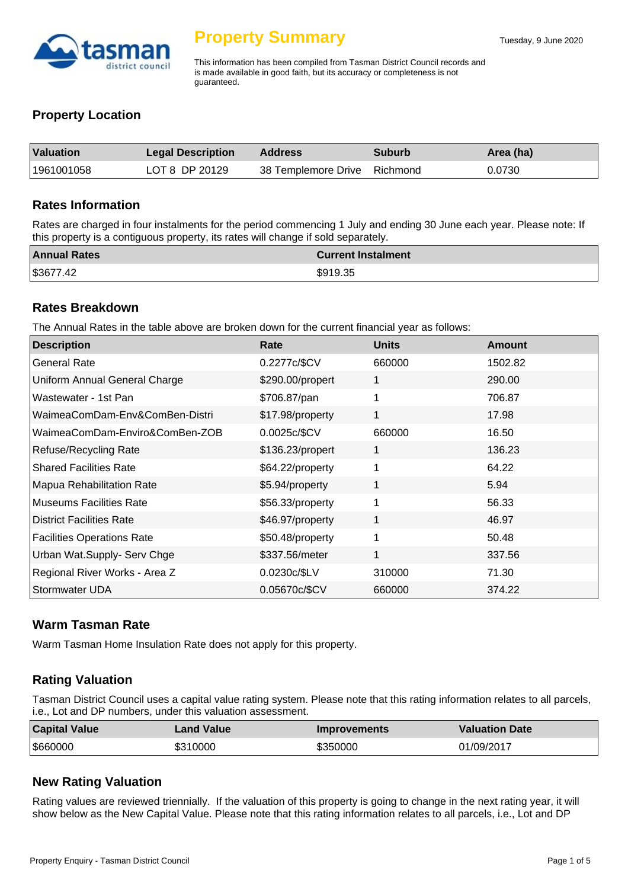# Property Summary

Tuesday, 9 June 2020

This information has been compiled from Tasman District Council records and is made available in good faith, but its accuracy or completeness is not guaranteed.

## Property Location

| Valuation | Legal Description | Address | Suburb | Area (ha) |
|---|---|---|---|---|
| 1961001058 | LOT 8 DP 20129 | 38 Templemore Drive | Richmond | 0.0730 |

## Rates Information

Rates are charged in four instalments for the period commencing 1 July and ending 30 June each year. Please note: If this property is a contiguous property, its rates will change if sold separately.

| Annual Rates | Current Instalment |
|---|---|
| $3677.42 | $919.35 |

## Rates Breakdown

The Annual Rates in the table above are broken down for the current financial year as follows:

| Description | Rate | Units | Amount |
|---|---|---|---|
| General Rate | 0.2277c/$CV | 660000 | 1502.82 |
| Uniform Annual General Charge | $290.00/propert | 1 | 290.00 |
| Wastewater - 1st Pan | $706.87/pan | 1 | 706.87 |
| WaimeaComDam-Env&ComBen-Distri | $17.98/property | 1 | 17.98 |
| WaimeaComDam-Enviro&ComBen-ZOB | 0.0025c/$CV | 660000 | 16.50 |
| Refuse/Recycling Rate | $136.23/propert | 1 | 136.23 |
| Shared Facilities Rate | $64.22/property | 1 | 64.22 |
| Mapua Rehabilitation Rate | $5.94/property | 1 | 5.94 |
| Museums Facilities Rate | $56.33/property | 1 | 56.33 |
| District Facilities Rate | $46.97/property | 1 | 46.97 |
| Facilities Operations Rate | $50.48/property | 1 | 50.48 |
| Urban Wat.Supply- Serv Chge | $337.56/meter | 1 | 337.56 |
| Regional River Works - Area Z | 0.0230c/$LV | 310000 | 71.30 |
| Stormwater UDA | 0.05670c/$CV | 660000 | 374.22 |

## Warm Tasman Rate

Warm Tasman Home Insulation Rate does not apply for this property.

## Rating Valuation

Tasman District Council uses a capital value rating system. Please note that this rating information relates to all parcels, i.e., Lot and DP numbers, under this valuation assessment.

| Capital Value | Land Value | Improvements | Valuation Date |
|---|---|---|---|
| $660000 | $310000 | $350000 | 01/09/2017 |

## New Rating Valuation

Rating values are reviewed triennially. If the valuation of this property is going to change in the next rating year, it will show below as the New Capital Value. Please note that this rating information relates to all parcels, i.e., Lot and DP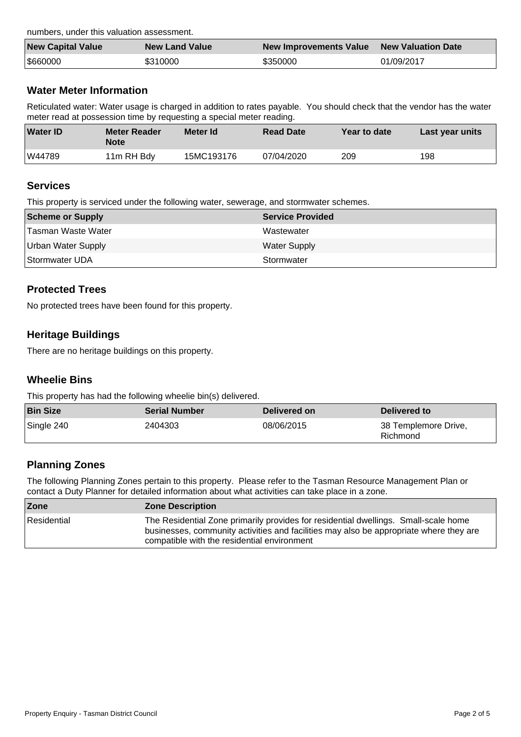numbers, under this valuation assessment.

| New Capital Value | New Land Value | New Improvements Value | New Valuation Date |
|---|---|---|---|
| $660000 | $310000 | $350000 | 01/09/2017 |

## Water Meter Information

Reticulated water: Water usage is charged in addition to rates payable. You should check that the vendor has the water meter read at possession time by requesting a special meter reading.

| Water ID | Meter Reader Note | Meter Id | Read Date | Year to date | Last year units |
|---|---|---|---|---|---|
| W44789 | 11m RH Bdy | 15MC193176 | 07/04/2020 | 209 | 198 |

## Services

This property is serviced under the following water, sewerage, and stormwater schemes.

| Scheme or Supply | Service Provided |
|---|---|
| Tasman Waste Water | Wastewater |
| Urban Water Supply | Water Supply |
| Stormwater UDA | Stormwater |

## Protected Trees

No protected trees have been found for this property.

## Heritage Buildings

There are no heritage buildings on this property.

## Wheelie Bins

This property has had the following wheelie bin(s) delivered.

| Bin Size | Serial Number | Delivered on | Delivered to |
|---|---|---|---|
| Single 240 | 2404303 | 08/06/2015 | 38 Templemore Drive, Richmond |

## Planning Zones

The following Planning Zones pertain to this property. Please refer to the Tasman Resource Management Plan or contact a Duty Planner for detailed information about what activities can take place in a zone.

| Zone | Zone Description |
|---|---|
| Residential | The Residential Zone primarily provides for residential dwellings. Small-scale home businesses, community activities and facilities may also be appropriate where they are compatible with the residential environment |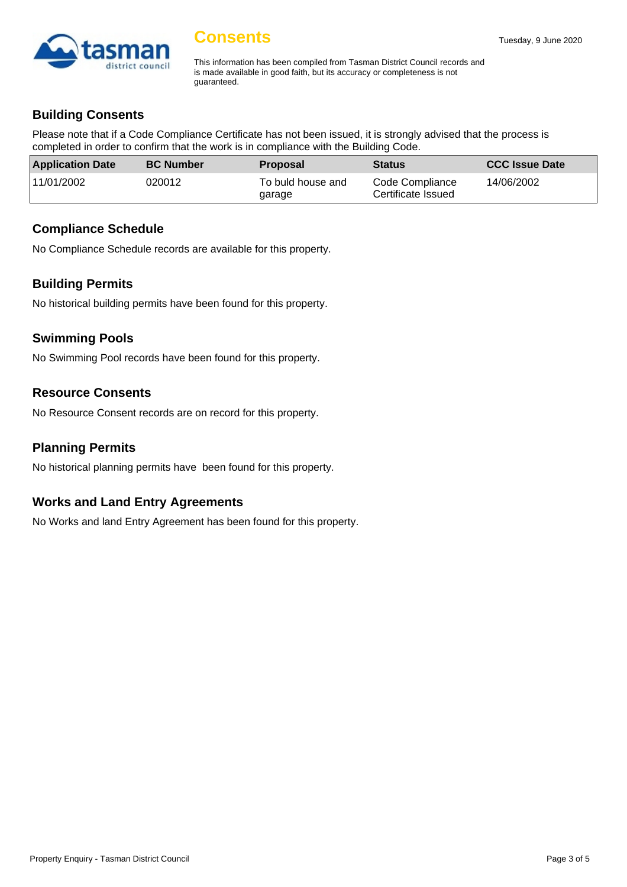# Consents

This information has been compiled from Tasman District Council records and is made available in good faith, but its accuracy or completeness is not guaranteed.

## Building Consents

Please note that if a Code Compliance Certificate has not been issued, it is strongly advised that the process is completed in order to confirm that the work is in compliance with the Building Code.

| Application Date | BC Number | Proposal | Status | CCC Issue Date |
|---|---|---|---|---|
| 11/01/2002 | 020012 | To buld house and garage | Code Compliance Certificate Issued | 14/06/2002 |

## Compliance Schedule

No Compliance Schedule records are available for this property.

## Building Permits

No historical building permits have been found for this property.

## Swimming Pools

No Swimming Pool records have been found for this property.

## Resource Consents

No Resource Consent records are on record for this property.

## Planning Permits

No historical planning permits have been found for this property.

## Works and Land Entry Agreements

No Works and land Entry Agreement has been found for this property.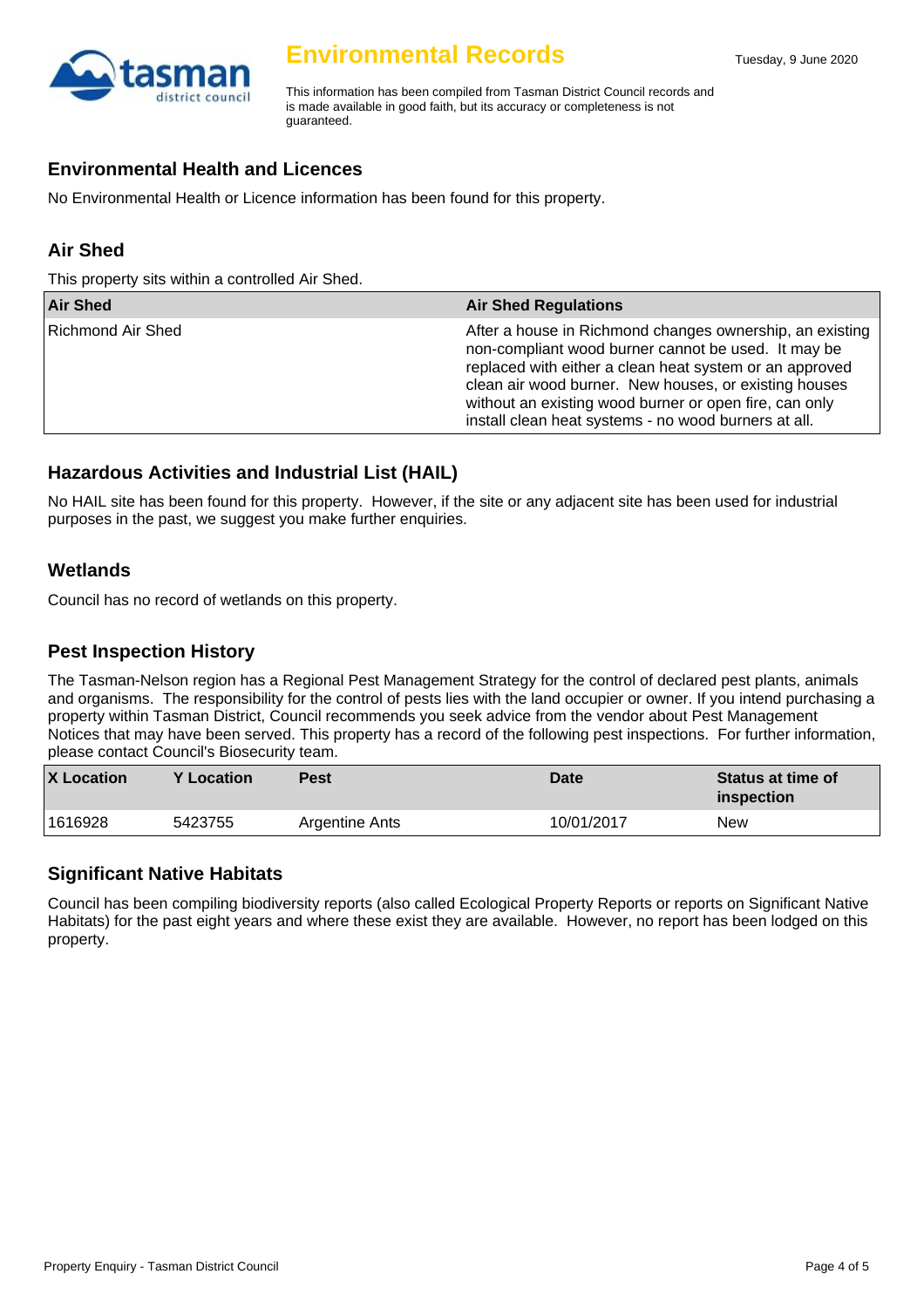# Environmental Records

Tuesday, 9 June 2020

This information has been compiled from Tasman District Council records and is made available in good faith, but its accuracy or completeness is not guaranteed.

## Environmental Health and Licences

No Environmental Health or Licence information has been found for this property.

## Air Shed

This property sits within a controlled Air Shed.

| Air Shed | Air Shed Regulations |
|---|---|
| Richmond Air Shed | After a house in Richmond changes ownership, an existing non-compliant wood burner cannot be used. It may be replaced with either a clean heat system or an approved clean air wood burner. New houses, or existing houses without an existing wood burner or open fire, can only install clean heat systems - no wood burners at all. |

## Hazardous Activities and Industrial List (HAIL)

No HAIL site has been found for this property. However, if the site or any adjacent site has been used for industrial purposes in the past, we suggest you make further enquiries.

## Wetlands

Council has no record of wetlands on this property.

## Pest Inspection History

The Tasman-Nelson region has a Regional Pest Management Strategy for the control of declared pest plants, animals and organisms. The responsibility for the control of pests lies with the land occupier or owner. If you intend purchasing a property within Tasman District, Council recommends you seek advice from the vendor about Pest Management Notices that may have been served. This property has a record of the following pest inspections. For further information, please contact Council's Biosecurity team.

| X Location | Y Location | Pest | Date | Status at time of inspection |
|---|---|---|---|---|
| 1616928 | 5423755 | Argentine Ants | 10/01/2017 | New |

## Significant Native Habitats

Council has been compiling biodiversity reports (also called Ecological Property Reports or reports on Significant Native Habitats) for the past eight years and where these exist they are available. However, no report has been lodged on this property.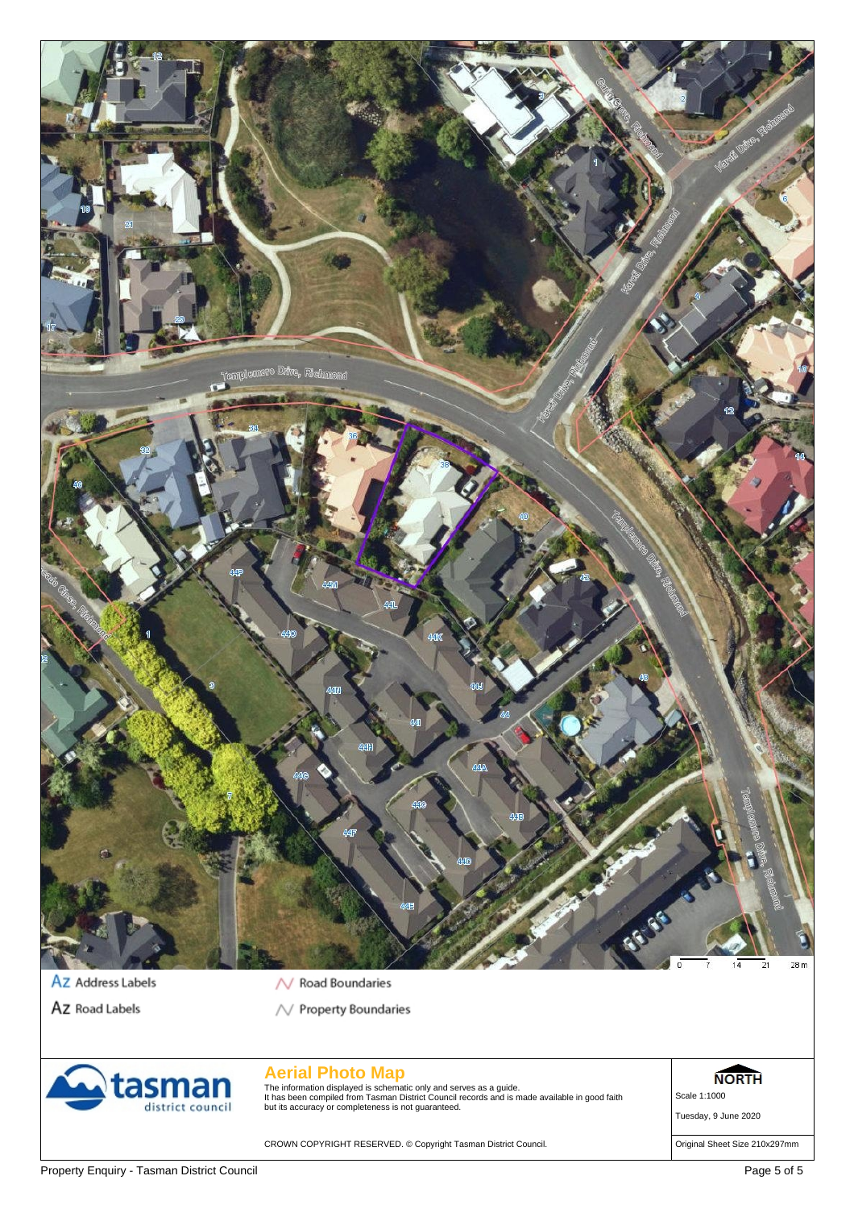Az Address Labels

Az Road Labels

Road Boundaries

Property Boundaries

tasman district council

## Aerial Photo Map

The information displayed is schematic only and serves as a guide.
It has been compiled from Tasman District Council records and is made available in good faith but its accuracy or completeness is not guaranteed.

NORTH

Scale 1:1000

Tuesday, 9 June 2020

CROWN COPYRIGHT RESERVED. © Copyright Tasman District Council.

Original Sheet Size 210x297mm